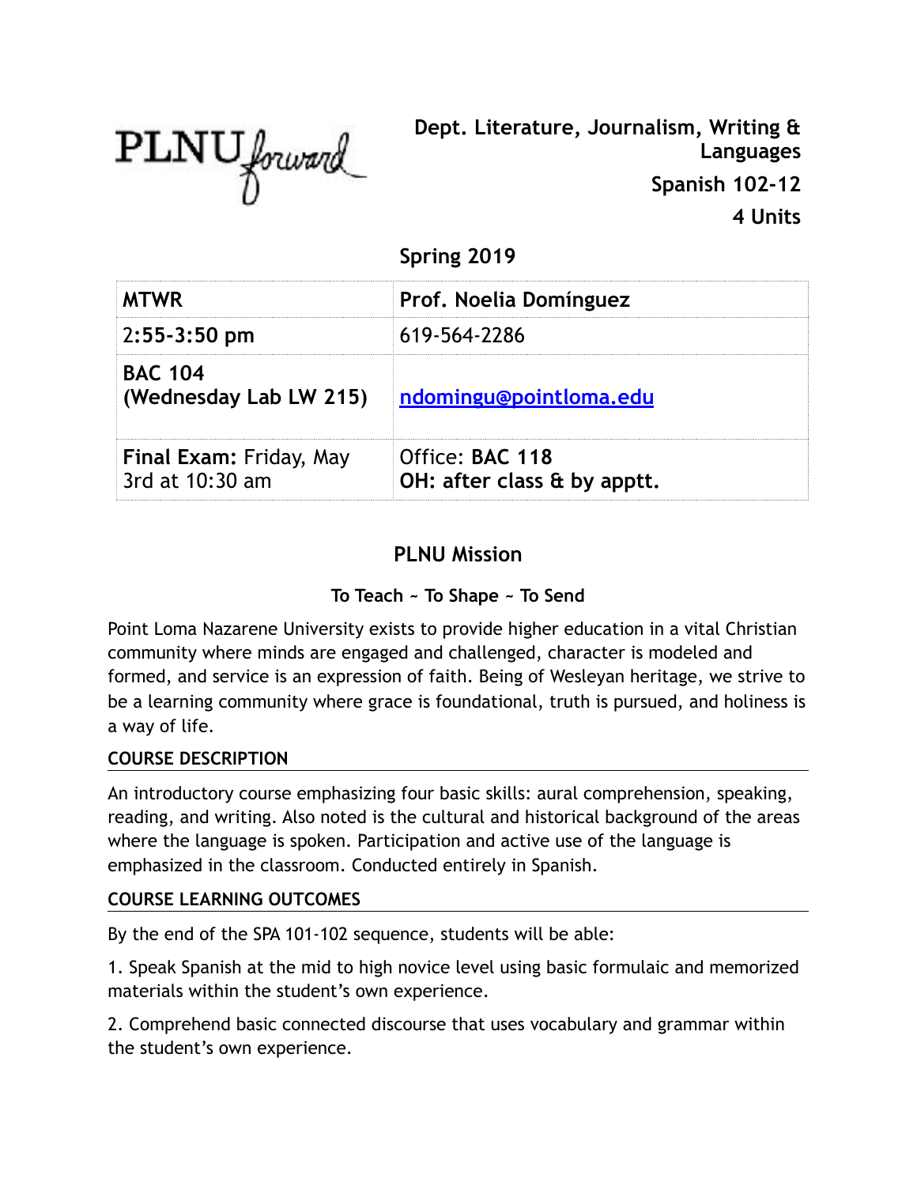PLNU forward

**Dept. Literature, Journalism, Writing & Languages**

**Spanish 102-12**

**4 Units**

**Spring 2019**

| **MTWR** | **Prof. Noelia Domínguez** |
|---|---|
| **2:55-3:50 pm** | 619-564-2286 |
| **BAC 104 (Wednesday Lab LW 215)** | **ndomingu@pointloma.edu** |
| **Final Exam:** Friday, May 3rd at 10:30 am | Office: **BAC 118** **OH: after class & by apptt.** |

## PLNU Mission

### To Teach ~ To Shape ~ To Send

Point Loma Nazarene University exists to provide higher education in a vital Christian community where minds are engaged and challenged, character is modeled and formed, and service is an expression of faith. Being of Wesleyan heritage, we strive to be a learning community where grace is foundational, truth is pursued, and holiness is a way of life.

### COURSE DESCRIPTION

An introductory course emphasizing four basic skills: aural comprehension, speaking, reading, and writing. Also noted is the cultural and historical background of the areas where the language is spoken. Participation and active use of the language is emphasized in the classroom. Conducted entirely in Spanish.

### COURSE LEARNING OUTCOMES

By the end of the SPA 101-102 sequence, students will be able:

1. Speak Spanish at the mid to high novice level using basic formulaic and memorized materials within the student's own experience.

2. Comprehend basic connected discourse that uses vocabulary and grammar within the student's own experience.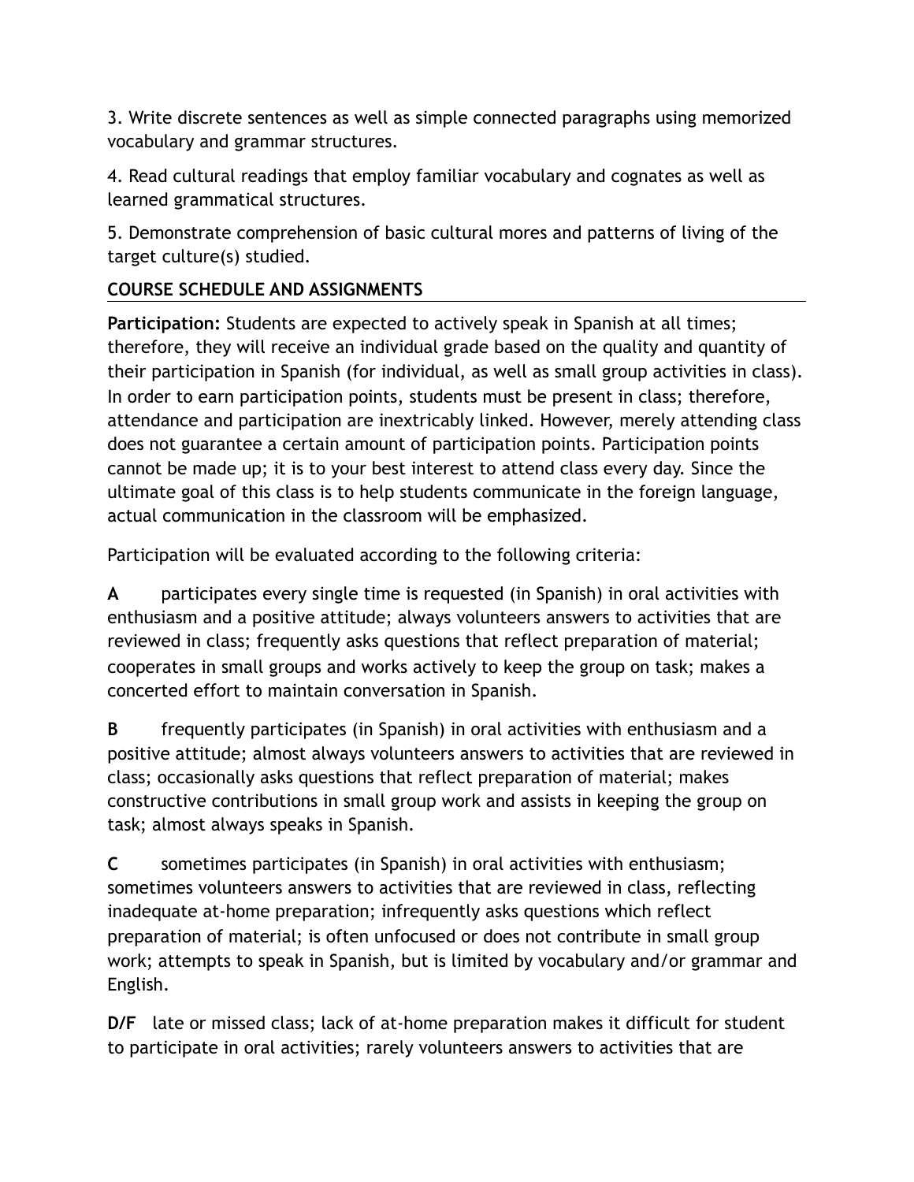3. Write discrete sentences as well as simple connected paragraphs using memorized vocabulary and grammar structures.

4. Read cultural readings that employ familiar vocabulary and cognates as well as learned grammatical structures.

5. Demonstrate comprehension of basic cultural mores and patterns of living of the target culture(s) studied.

## COURSE SCHEDULE AND ASSIGNMENTS

**Participation:** Students are expected to actively speak in Spanish at all times; therefore, they will receive an individual grade based on the quality and quantity of their participation in Spanish (for individual, as well as small group activities in class). In order to earn participation points, students must be present in class; therefore, attendance and participation are inextricably linked. However, merely attending class does not guarantee a certain amount of participation points. Participation points cannot be made up; it is to your best interest to attend class every day. Since the ultimate goal of this class is to help students communicate in the foreign language, actual communication in the classroom will be emphasized.

Participation will be evaluated according to the following criteria:

**A** participates every single time is requested (in Spanish) in oral activities with enthusiasm and a positive attitude; always volunteers answers to activities that are reviewed in class; frequently asks questions that reflect preparation of material; cooperates in small groups and works actively to keep the group on task; makes a concerted effort to maintain conversation in Spanish.

**B** frequently participates (in Spanish) in oral activities with enthusiasm and a positive attitude; almost always volunteers answers to activities that are reviewed in class; occasionally asks questions that reflect preparation of material; makes constructive contributions in small group work and assists in keeping the group on task; almost always speaks in Spanish.

**C** sometimes participates (in Spanish) in oral activities with enthusiasm; sometimes volunteers answers to activities that are reviewed in class, reflecting inadequate at-home preparation; infrequently asks questions which reflect preparation of material; is often unfocused or does not contribute in small group work; attempts to speak in Spanish, but is limited by vocabulary and/or grammar and English.

**D/F** late or missed class; lack of at-home preparation makes it difficult for student to participate in oral activities; rarely volunteers answers to activities that are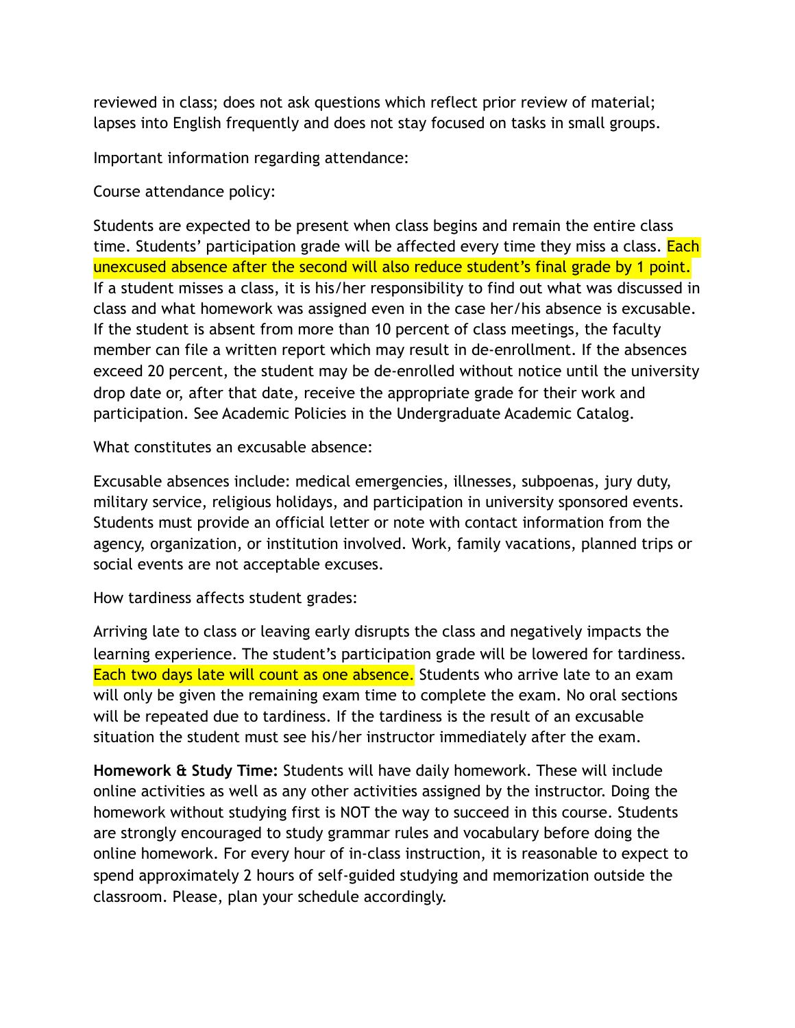reviewed in class; does not ask questions which reflect prior review of material; lapses into English frequently and does not stay focused on tasks in small groups.

Important information regarding attendance:

Course attendance policy:

Students are expected to be present when class begins and remain the entire class time. Students' participation grade will be affected every time they miss a class. Each unexcused absence after the second will also reduce student's final grade by 1 point. If a student misses a class, it is his/her responsibility to find out what was discussed in class and what homework was assigned even in the case her/his absence is excusable. If the student is absent from more than 10 percent of class meetings, the faculty member can file a written report which may result in de-enrollment. If the absences exceed 20 percent, the student may be de-enrolled without notice until the university drop date or, after that date, receive the appropriate grade for their work and participation. See Academic Policies in the Undergraduate Academic Catalog.

What constitutes an excusable absence:

Excusable absences include: medical emergencies, illnesses, subpoenas, jury duty, military service, religious holidays, and participation in university sponsored events. Students must provide an official letter or note with contact information from the agency, organization, or institution involved. Work, family vacations, planned trips or social events are not acceptable excuses.

How tardiness affects student grades:

Arriving late to class or leaving early disrupts the class and negatively impacts the learning experience. The student's participation grade will be lowered for tardiness. Each two days late will count as one absence. Students who arrive late to an exam will only be given the remaining exam time to complete the exam. No oral sections will be repeated due to tardiness. If the tardiness is the result of an excusable situation the student must see his/her instructor immediately after the exam.

**Homework & Study Time:** Students will have daily homework. These will include online activities as well as any other activities assigned by the instructor. Doing the homework without studying first is NOT the way to succeed in this course. Students are strongly encouraged to study grammar rules and vocabulary before doing the online homework. For every hour of in-class instruction, it is reasonable to expect to spend approximately 2 hours of self-guided studying and memorization outside the classroom. Please, plan your schedule accordingly.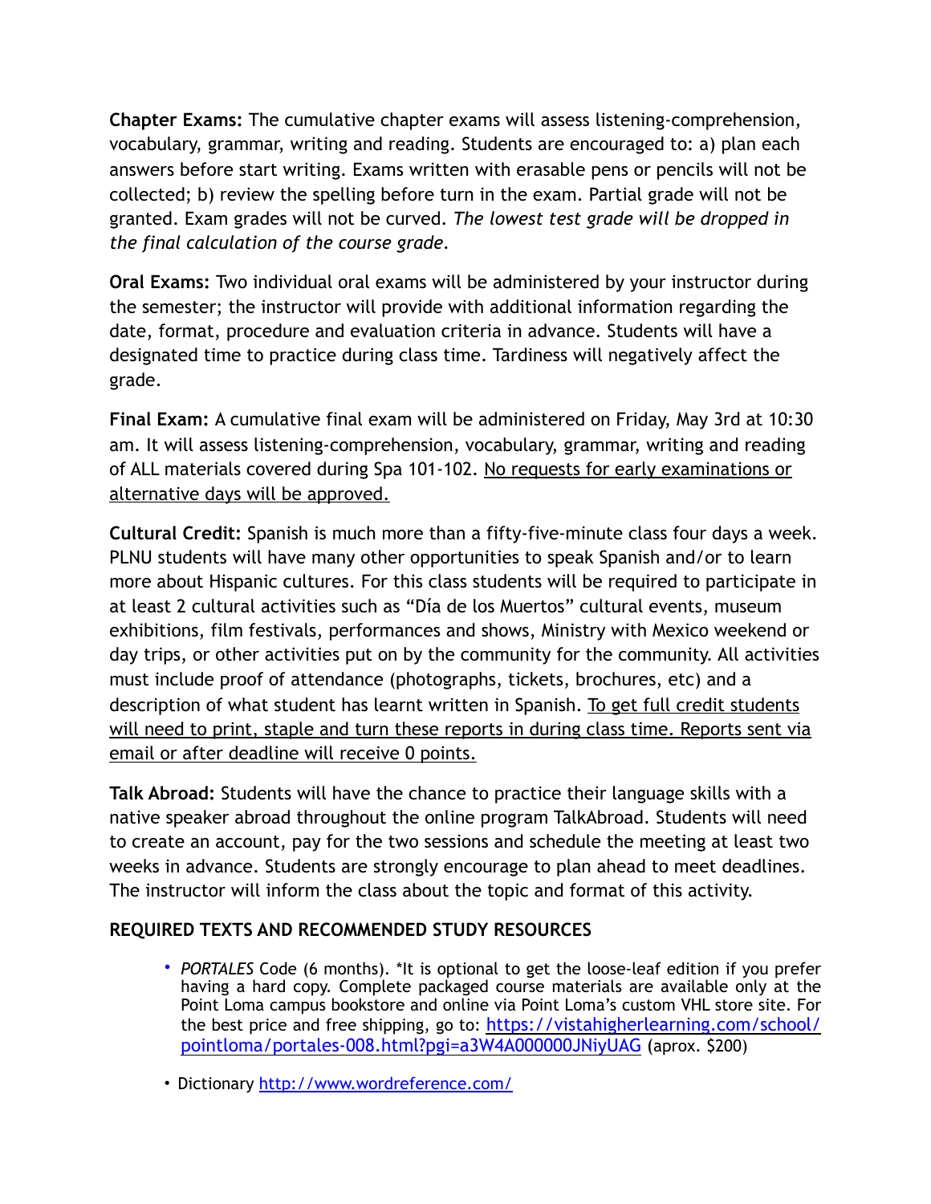**Chapter Exams:** The cumulative chapter exams will assess listening-comprehension, vocabulary, grammar, writing and reading. Students are encouraged to: a) plan each answers before start writing. Exams written with erasable pens or pencils will not be collected; b) review the spelling before turn in the exam. Partial grade will not be granted. Exam grades will not be curved. *The lowest test grade will be dropped in the final calculation of the course grade.*

**Oral Exams:** Two individual oral exams will be administered by your instructor during the semester; the instructor will provide with additional information regarding the date, format, procedure and evaluation criteria in advance. Students will have a designated time to practice during class time. Tardiness will negatively affect the grade.

**Final Exam:** A cumulative final exam will be administered on Friday, May 3rd at 10:30 am. It will assess listening-comprehension, vocabulary, grammar, writing and reading of ALL materials covered during Spa 101-102. <u>No requests for early examinations or alternative days will be approved.</u>

**Cultural Credit:** Spanish is much more than a fifty-five-minute class four days a week. PLNU students will have many other opportunities to speak Spanish and/or to learn more about Hispanic cultures. For this class students will be required to participate in at least 2 cultural activities such as "Día de los Muertos" cultural events, museum exhibitions, film festivals, performances and shows, Ministry with Mexico weekend or day trips, or other activities put on by the community for the community. All activities must include proof of attendance (photographs, tickets, brochures, etc) and a description of what student has learnt written in Spanish. <u>To get full credit students will need to print, staple and turn these reports in during class time. Reports sent via email or after deadline will receive 0 points.</u>

**Talk Abroad:** Students will have the chance to practice their language skills with a native speaker abroad throughout the online program TalkAbroad. Students will need to create an account, pay for the two sessions and schedule the meeting at least two weeks in advance. Students are strongly encourage to plan ahead to meet deadlines. The instructor will inform the class about the topic and format of this activity.

### REQUIRED TEXTS AND RECOMMENDED STUDY RESOURCES

- *PORTALES* Code (6 months). *It is optional to get the loose-leaf edition if you prefer having a hard copy. Complete packaged course materials are available only at the Point Loma campus bookstore and online via Point Loma's custom VHL store site. For the best price and free shipping, go to: [https://vistahigherlearning.com/school/pointloma/portales-008.html?pgi=a3W4A000000JNiyUAG](https://vistahigherlearning.com/school/pointloma/portales-008.html?pgi=a3W4A000000JNiyUAG) (aprox. $200)
- Dictionary [http://www.wordreference.com/](http://www.wordreference.com/)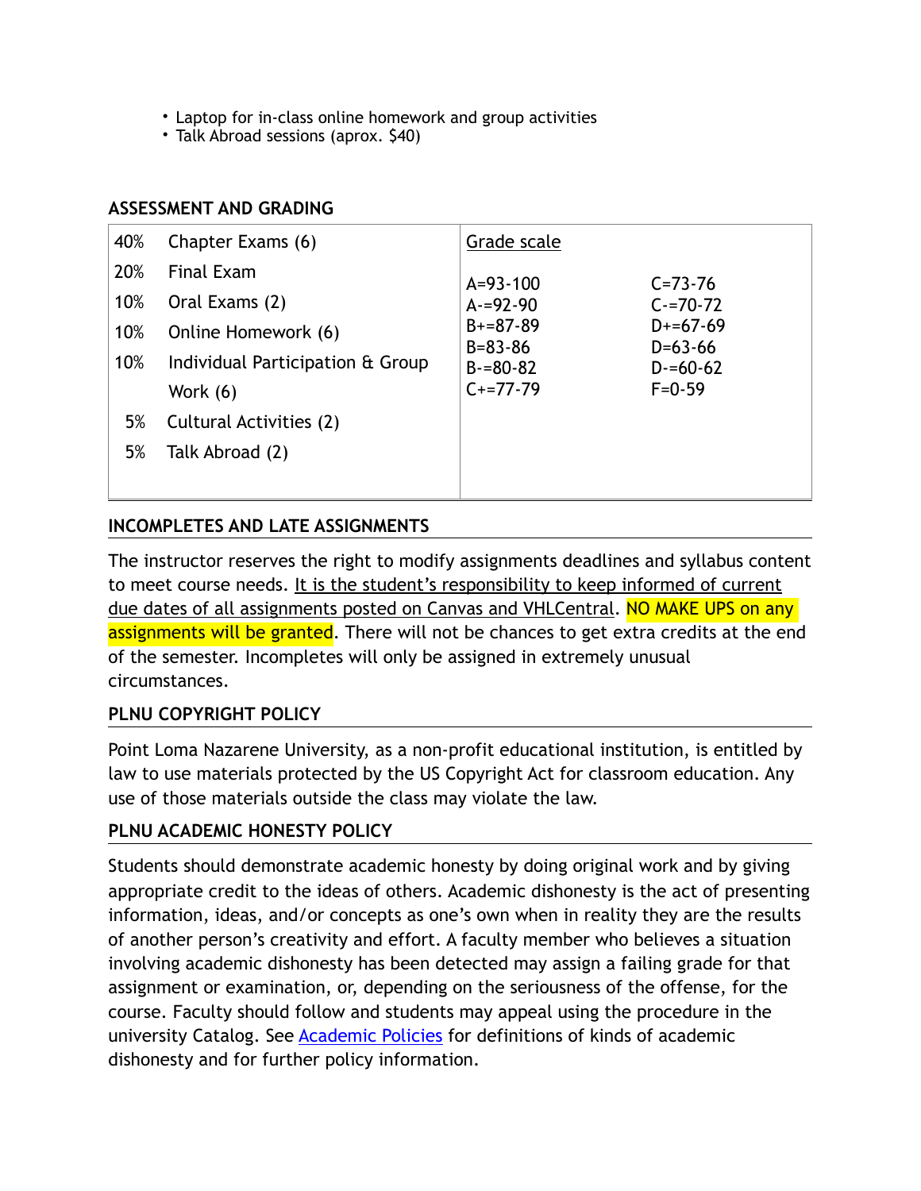- Laptop for in-class online homework and group activities
- Talk Abroad sessions (aprox. $40)

## ASSESSMENT AND GRADING

| | | Grade scale | |
|---|---|---|---|
| 40% | Chapter Exams (6) | A=93-100 | C=73-76 |
| 20% | Final Exam | A-=92-90 | C-=70-72 |
| 10% | Oral Exams (2) | B+=87-89 | D+=67-69 |
| 10% | Online Homework (6) | B=83-86 | D=63-66 |
| 10% | Individual Participation & Group Work (6) | B-=80-82 | D-=60-62 |
| 5% | Cultural Activities (2) | C+=77-79 | F=0-59 |
| 5% | Talk Abroad (2) | | |

## INCOMPLETES AND LATE ASSIGNMENTS

The instructor reserves the right to modify assignments deadlines and syllabus content to meet course needs. It is the student's responsibility to keep informed of current due dates of all assignments posted on Canvas and VHLCentral. NO MAKE UPS on any assignments will be granted. There will not be chances to get extra credits at the end of the semester. Incompletes will only be assigned in extremely unusual circumstances.

## PLNU COPYRIGHT POLICY

Point Loma Nazarene University, as a non-profit educational institution, is entitled by law to use materials protected by the US Copyright Act for classroom education. Any use of those materials outside the class may violate the law.

## PLNU ACADEMIC HONESTY POLICY

Students should demonstrate academic honesty by doing original work and by giving appropriate credit to the ideas of others. Academic dishonesty is the act of presenting information, ideas, and/or concepts as one's own when in reality they are the results of another person's creativity and effort. A faculty member who believes a situation involving academic dishonesty has been detected may assign a failing grade for that assignment or examination, or, depending on the seriousness of the offense, for the course. Faculty should follow and students may appeal using the procedure in the university Catalog. See Academic Policies for definitions of kinds of academic dishonesty and for further policy information.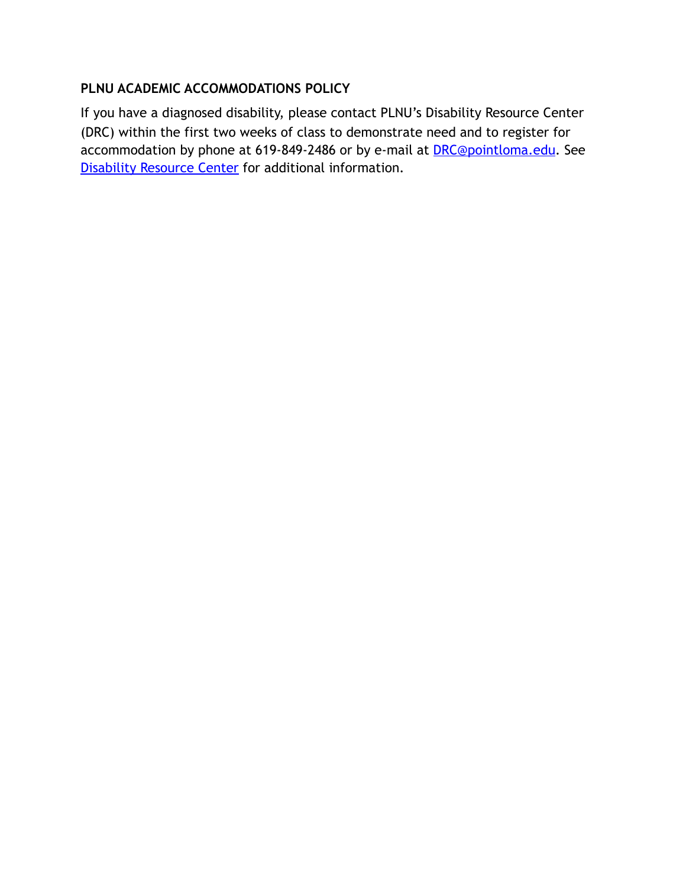**PLNU ACADEMIC ACCOMMODATIONS POLICY**

If you have a diagnosed disability, please contact PLNU's Disability Resource Center (DRC) within the first two weeks of class to demonstrate need and to register for accommodation by phone at 619-849-2486 or by e-mail at DRC@pointloma.edu. See Disability Resource Center for additional information.